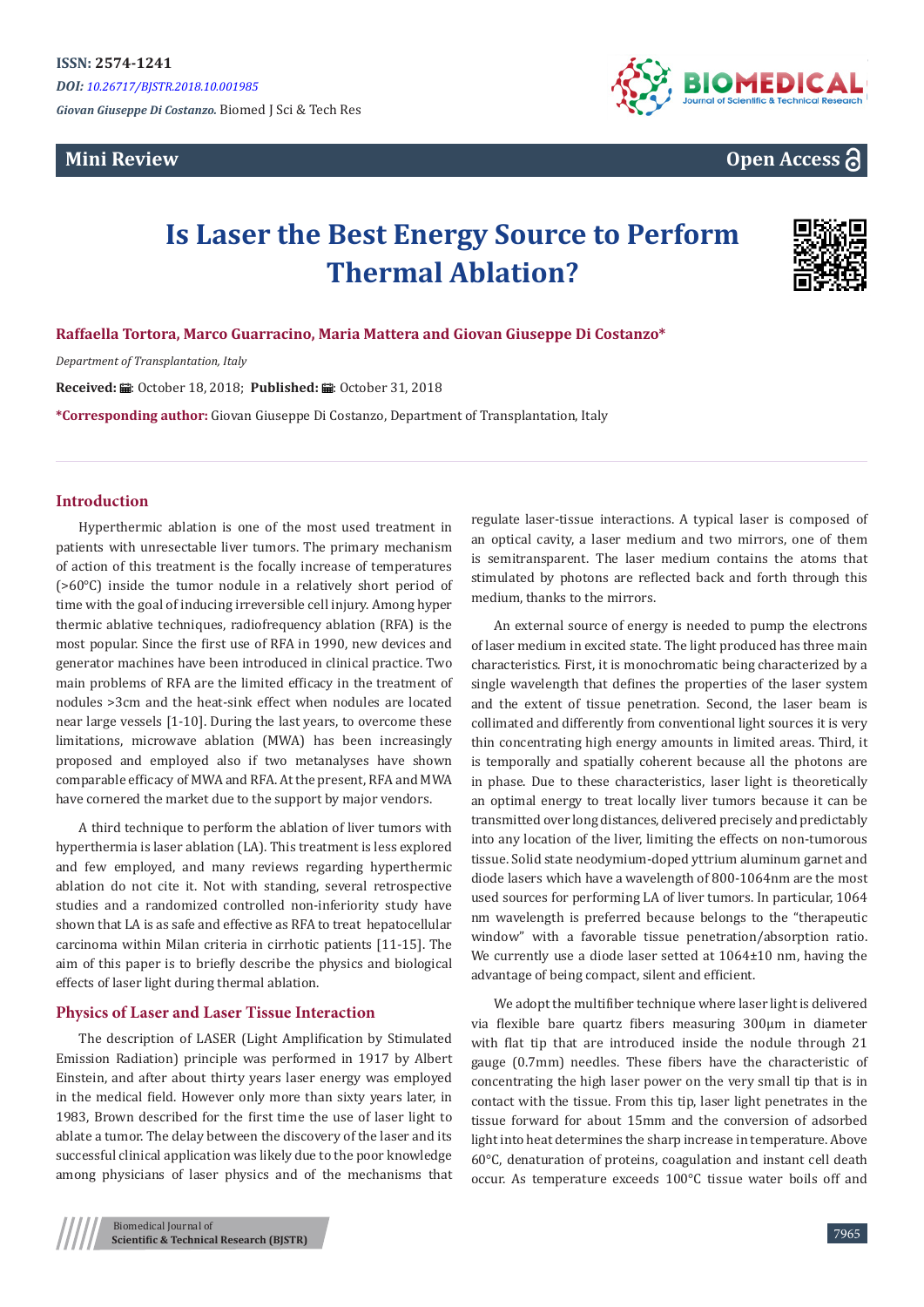ISSN: 2574-1241

*DOI: 10.26717/BJSTR.2018.10.001985*

***Giovan Giuseppe Di Costanzo.*** Biomed J Sci & Tech Res

**Mini Review** | **Open Access**

# Is Laser the Best Energy Source to Perform Thermal Ablation?

**Raffaella Tortora, Marco Guarracino, Maria Mattera and Giovan Giuseppe Di Costanzo***

*Department of Transplantation, Italy*

**Received:** October 18, 2018; **Published:** October 31, 2018

***Corresponding author:** Giovan Giuseppe Di Costanzo, Department of Transplantation, Italy

## Introduction

Hyperthermic ablation is one of the most used treatment in patients with unresectable liver tumors. The primary mechanism of action of this treatment is the focally increase of temperatures (>60°C) inside the tumor nodule in a relatively short period of time with the goal of inducing irreversible cell injury. Among hyper thermic ablative techniques, radiofrequency ablation (RFA) is the most popular. Since the first use of RFA in 1990, new devices and generator machines have been introduced in clinical practice. Two main problems of RFA are the limited efficacy in the treatment of nodules >3cm and the heat-sink effect when nodules are located near large vessels [1-10]. During the last years, to overcome these limitations, microwave ablation (MWA) has been increasingly proposed and employed also if two metanalyses have shown comparable efficacy of MWA and RFA. At the present, RFA and MWA have cornered the market due to the support by major vendors.

A third technique to perform the ablation of liver tumors with hyperthermia is laser ablation (LA). This treatment is less explored and few employed, and many reviews regarding hyperthermic ablation do not cite it. Not with standing, several retrospective studies and a randomized controlled non-inferiority study have shown that LA is as safe and effective as RFA to treat hepatocellular carcinoma within Milan criteria in cirrhotic patients [11-15]. The aim of this paper is to briefly describe the physics and biological effects of laser light during thermal ablation.

## Physics of Laser and Laser Tissue Interaction

The description of LASER (Light Amplification by Stimulated Emission Radiation) principle was performed in 1917 by Albert Einstein, and after about thirty years laser energy was employed in the medical field. However only more than sixty years later, in 1983, Brown described for the first time the use of laser light to ablate a tumor. The delay between the discovery of the laser and its successful clinical application was likely due to the poor knowledge among physicians of laser physics and of the mechanisms that regulate laser-tissue interactions. A typical laser is composed of an optical cavity, a laser medium and two mirrors, one of them is semitransparent. The laser medium contains the atoms that stimulated by photons are reflected back and forth through this medium, thanks to the mirrors.

An external source of energy is needed to pump the electrons of laser medium in excited state. The light produced has three main characteristics. First, it is monochromatic being characterized by a single wavelength that defines the properties of the laser system and the extent of tissue penetration. Second, the laser beam is collimated and differently from conventional light sources it is very thin concentrating high energy amounts in limited areas. Third, it is temporally and spatially coherent because all the photons are in phase. Due to these characteristics, laser light is theoretically an optimal energy to treat locally liver tumors because it can be transmitted over long distances, delivered precisely and predictably into any location of the liver, limiting the effects on non-tumorous tissue. Solid state neodymium-doped yttrium aluminum garnet and diode lasers which have a wavelength of 800-1064nm are the most used sources for performing LA of liver tumors. In particular, 1064 nm wavelength is preferred because belongs to the "therapeutic window" with a favorable tissue penetration/absorption ratio. We currently use a diode laser setted at 1064±10 nm, having the advantage of being compact, silent and efficient.

We adopt the multifiber technique where laser light is delivered via flexible bare quartz fibers measuring 300μm in diameter with flat tip that are introduced inside the nodule through 21 gauge (0.7mm) needles. These fibers have the characteristic of concentrating the high laser power on the very small tip that is in contact with the tissue. From this tip, laser light penetrates in the tissue forward for about 15mm and the conversion of adsorbed light into heat determines the sharp increase in temperature. Above 60°C, denaturation of proteins, coagulation and instant cell death occur. As temperature exceeds 100°C tissue water boils off and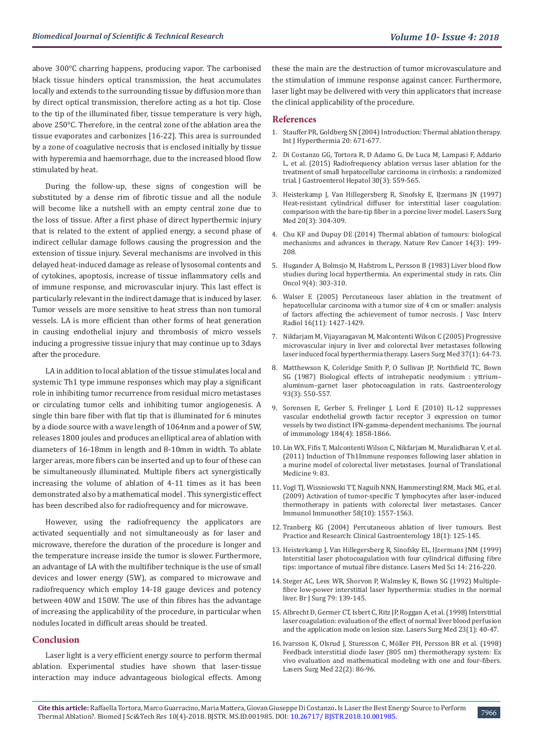above 300°C charring happens, producing vapor. The carbonised black tissue hinders optical transmission, the heat accumulates locally and extends to the surrounding tissue by diffusion more than by direct optical transmission, therefore acting as a hot tip. Close to the tip of the illuminated fiber, tissue temperature is very high, above 250°C. Therefore, in the central zone of the ablation area the tissue evaporates and carbonizes [16-22]. This area is surrounded by a zone of coagulative necrosis that is enclosed initially by tissue with hyperemia and haemorrhage, due to the increased blood flow stimulated by heat.

During the follow-up, these signs of congestion will be substituted by a dense rim of fibrotic tissue and all the nodule will become like a nutshell with an empty central zone due to the loss of tissue. After a first phase of direct hyperthermic injury that is related to the extent of applied energy, a second phase of indirect cellular damage follows causing the progression and the extension of tissue injury. Several mechanisms are involved in this delayed heat-induced damage as release of lysosomal contents and of cytokines, apoptosis, increase of tissue inflammatory cells and of immune response, and microvascular injury. This last effect is particularly relevant in the indirect damage that is induced by laser. Tumor vessels are more sensitive to heat stress than non tumoral vessels. LA is more efficient than other forms of heat generation in causing endothelial injury and thrombosis of micro vessels inducing a progressive tissue injury that may continue up to 3days after the procedure.

LA in addition to local ablation of the tissue stimulates local and systemic Th1 type immune responses which may play a significant role in inhibiting tumor recurrence from residual micro metastases or circulating tumor cells and inhibiting tumor angiogenesis. A single thin bare fiber with flat tip that is illuminated for 6 minutes by a diode source with a wave length of 1064nm and a power of 5W, releases 1800 joules and produces an elliptical area of ablation with diameters of 16-18mm in length and 8-10mm in width. To ablate larger areas, more fibers can be inserted and up to four of these can be simultaneously illuminated. Multiple fibers act synergistically increasing the volume of ablation of 4-11 times as it has been demonstrated also by a mathematical model . This synergistic effect has been described also for radiofrequency and for microwave.

However, using the radiofrequency the applicators are activated sequentially and not simultaneously as for laser and microwave, therefore the duration of the procedure is longer and the temperature increase inside the tumor is slower. Furthermore, an advantage of LA with the multifiber technique is the use of small devices and lower energy (5W), as compared to microwave and radiofrequency which employ 14-18 gauge devices and potency between 40W and 150W. The use of thin fibres has the advantage of increasing the applicability of the procedure, in particular when nodules located in difficult areas should be treated.

## Conclusion

Laser light is a very efficient energy source to perform thermal ablation. Experimental studies have shown that laser-tissue interaction may induce advantageous biological effects. Among these the main are the destruction of tumor microvasculature and the stimulation of immune response against cancer. Furthermore, laser light may be delivered with very thin applicators that increase the clinical applicability of the procedure.

## References

1. Stauffer PR, Goldberg SN (2004) Introduction: Thermal ablation therapy. Int J Hyperthermia 20: 671-677.
2. Di Costanzo GG, Tortora R, D Adamo G, De Luca M, Lampasi F, Addario L, et al. (2015) Radiofrequency ablation versus laser ablation for the treatment of small hepatocellular carcinoma in cirrhosis: a randomized trial. J Gastroenterol Hepatol 30(3): 559-565.
3. Heisterkamp J, Van Hillegersberg R, Sinofsky E, IJzermans JN (1997) Heat-resistant cylindrical diffuser for interstitial laser coagulation: comparison with the bare-tip fiber in a porcine liver model. Lasers Surg Med 20(3): 304-309.
4. Chu KF and Dupuy DE (2014) Thermal ablation of tumours: biological mechanisms and advances in therapy. Nature Rev Cancer 14(3): 199-208.
5. Hugander A, Bolmsjo M, Hafstrom L, Persson B (1983) Liver blood flow studies during local hyperthermia. An experimental study in rats. Clin Oncol 9(4): 303-310.
6. Walser E (2005) Percutaneous laser ablation in the treatment of hepatocellular carcinoma with a tumor size of 4 cm or smaller: analysis of factors affecting the achievement of tumor necrosis. J Vasc Interv Radiol 16(11): 1427-1429.
7. Nikfarjam M, Vijayaragavan M, Malcontenti Wilson C (2005) Progressive microvascular injury in liver and colorectal liver metastases following laser induced focal hyperthermia therapy. Lasers Surg Med 37(1): 64-73.
8. Matthewson K, Coleridge Smith P, O Sullivan JP, Northfield TC, Bown SG (1987) Biological effects of intrahepatic neodymium : yttrium–aluminum–garnet laser photocoagulation in rats. Gastroenterology 93(3): 550-557.
9. Sorensen E, Gerber S, Frelinger J, Lord E (2010) IL-12 suppresses vascular endothelial growth factor receptor 3 expression on tumor vessels by two distinct IFN-gamma-dependent mechanisms. The journal of immunology 184(4): 1858-1866.
10. Lin WX, Fifis T, Malcontenti Wilson C, Nikfarjam M, Muralidharan V, et al. (2011) Induction of Th1Immune responses following laser ablation in a murine model of colorectal liver metastases. Journal of Translational Medicine 9: 83.
11. Vogl TJ, Wissniowski TT, Naguib NNN, Hammerstingl RM, Mack MG, et al. (2009) Activation of tumor-specific T lymphocytes after laser-induced thermotherapy in patients with colorectal liver metastases. Cancer Immunol Immunother 58(10): 1557-1563.
12. Tranberg KG (2004) Percutaneous ablation of liver tumours. Best Practice and Research: Clinical Gastroenterology 18(1): 125-145.
13. Heisterkamp J, Van Hillegersberg R, Sinofsky EL, IJzermans JNM (1999) Interstitial laser photocoagulation with four cylindrical diffusing fibre tips: importance of mutual fibre distance. Lasers Med Sci 14: 216-220.
14. Steger AC, Lees WR, Shorvon P, Walmsley K, Bown SG (1992) Multiple-fibre low-power interstitial laser hyperthermia: studies in the normal liver. Br J Surg 79: 139-145.
15. Albrecht D, Germer CT, Isbert C, Ritz JP, Roggan A, et al. (1998) Interstitial laser coagulation: evaluation of the effect of normal liver blood perfusion and the application mode on lesion size. Lasers Surg Med 23(1): 40-47.
16. Ivarsson K, Olsrud J, Sturesson C, Möller PH, Persson BR et al. (1998) Feedback interstitial diode laser (805 nm) thermotherapy system: Ex vivo evaluation and mathematical modeling with one and four-fibers. Lasers Surg Med 22(2): 86-96.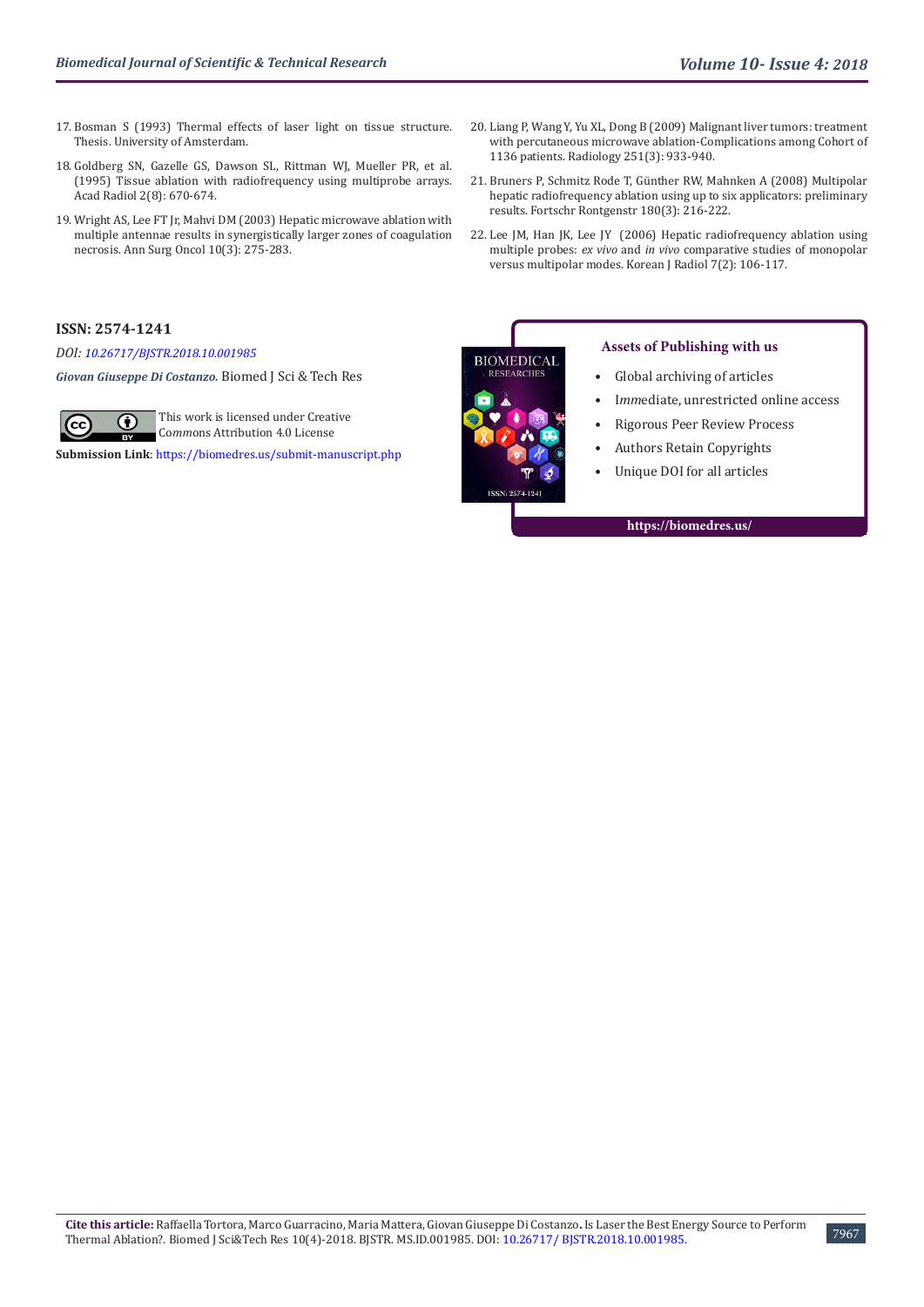17. Bosman S (1993) Thermal effects of laser light on tissue structure. Thesis. University of Amsterdam.
18. Goldberg SN, Gazelle GS, Dawson SL, Rittman WJ, Mueller PR, et al. (1995) Tissue ablation with radiofrequency using multiprobe arrays. Acad Radiol 2(8): 670-674.
19. Wright AS, Lee FT Jr, Mahvi DM (2003) Hepatic microwave ablation with multiple antennae results in synergistically larger zones of coagulation necrosis. Ann Surg Oncol 10(3): 275-283.
20. Liang P, Wang Y, Yu XL, Dong B (2009) Malignant liver tumors: treatment with percutaneous microwave ablation-Complications among Cohort of 1136 patients. Radiology 251(3): 933-940.
21. Bruners P, Schmitz Rode T, Günther RW, Mahnken A (2008) Multipolar hepatic radiofrequency ablation using up to six applicators: preliminary results. Fortschr Rontgenstr 180(3): 216-222.
22. Lee JM, Han JK, Lee JY (2006) Hepatic radiofrequency ablation using multiple probes: *ex vivo* and *in vivo* comparative studies of monopolar versus multipolar modes. Korean J Radiol 7(2): 106-117.

**ISSN: 2574-1241**

*DOI: 10.26717/BJSTR.2018.10.001985*

***Giovan Giuseppe Di Costanzo.*** Biomed J Sci & Tech Res

This work is licensed under Creative Commons Attribution 4.0 License

**Submission Link**: https://biomedres.us/submit-manuscript.php

**Assets of Publishing with us**

- Global archiving of articles
- Immediate, unrestricted online access
- Rigorous Peer Review Process
- Authors Retain Copyrights
- Unique DOI for all articles

**https://biomedres.us/**

**Cite this article:** Raffaella Tortora, Marco Guarracino, Maria Mattera, Giovan Giuseppe Di Costanzo**.** Is Laser the Best Energy Source to Perform Thermal Ablation?. Biomed J Sci&Tech Res 10(4)-2018. BJSTR. MS.ID.001985. DOI: 10.26717/ BJSTR.2018.10.001985.